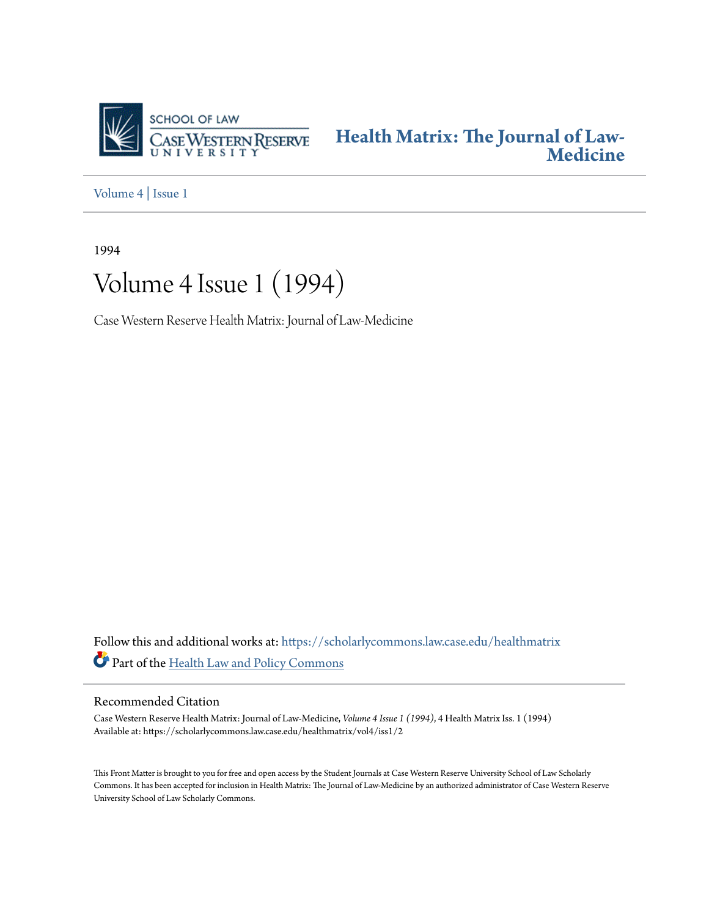SCHOOL OF LAW
CASE WESTERN RESERVE
UNIVERSITY

# Health Matrix: The Journal of Law-Medicine

Volume 4 | Issue 1

1994

# Volume 4 Issue 1 (1994)

Case Western Reserve Health Matrix: Journal of Law-Medicine

Follow this and additional works at: https://scholarlycommons.law.case.edu/healthmatrix

Part of the Health Law and Policy Commons

## Recommended Citation

Case Western Reserve Health Matrix: Journal of Law-Medicine, *Volume 4 Issue 1 (1994)*, 4 Health Matrix Iss. 1 (1994)
Available at: https://scholarlycommons.law.case.edu/healthmatrix/vol4/iss1/2

This Front Matter is brought to you for free and open access by the Student Journals at Case Western Reserve University School of Law Scholarly Commons. It has been accepted for inclusion in Health Matrix: The Journal of Law-Medicine by an authorized administrator of Case Western Reserve University School of Law Scholarly Commons.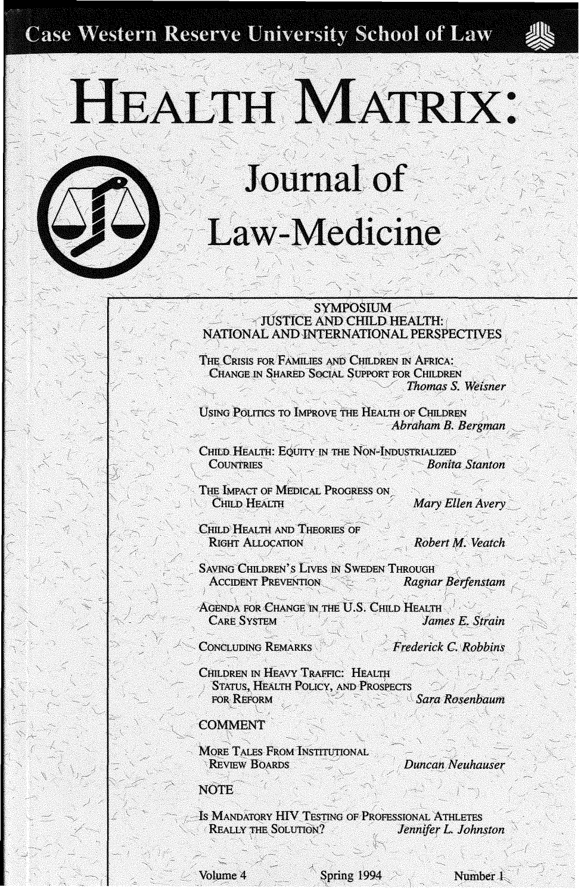Case Western Reserve University School of Law

# HEALTH MATRIX:

## Journal of Law-Medicine

### SYMPOSIUM
### JUSTICE AND CHILD HEALTH: NATIONAL AND INTERNATIONAL PERSPECTIVES

THE CRISIS FOR FAMILIES AND CHILDREN IN AFRICA: CHANGE IN SHARED SOCIAL SUPPORT FOR CHILDREN — *Thomas S. Weisner*

USING POLITICS TO IMPROVE THE HEALTH OF CHILDREN — *Abraham B. Bergman*

CHILD HEALTH: EQUITY IN THE NON-INDUSTRIALIZED COUNTRIES — *Bonita Stanton*

THE IMPACT OF MEDICAL PROGRESS ON CHILD HEALTH — *Mary Ellen Avery*

CHILD HEALTH AND THEORIES OF RIGHT ALLOCATION — *Robert M. Veatch*

SAVING CHILDREN'S LIVES IN SWEDEN THROUGH ACCIDENT PREVENTION — *Ragnar Berfenstam*

AGENDA FOR CHANGE IN THE U.S. CHILD HEALTH CARE SYSTEM — *James E. Strain*

CONCLUDING REMARKS — *Frederick C. Robbins*

CHILDREN IN HEAVY TRAFFIC: HEALTH STATUS, HEALTH POLICY, AND PROSPECTS FOR REFORM — *Sara Rosenbaum*

### COMMENT

MORE TALES FROM INSTITUTIONAL REVIEW BOARDS — *Duncan Neuhauser*

### NOTE

IS MANDATORY HIV TESTING OF PROFESSIONAL ATHLETES REALLY THE SOLUTION? — *Jennifer L. Johnston*

Volume 4 — Spring 1994 — Number 1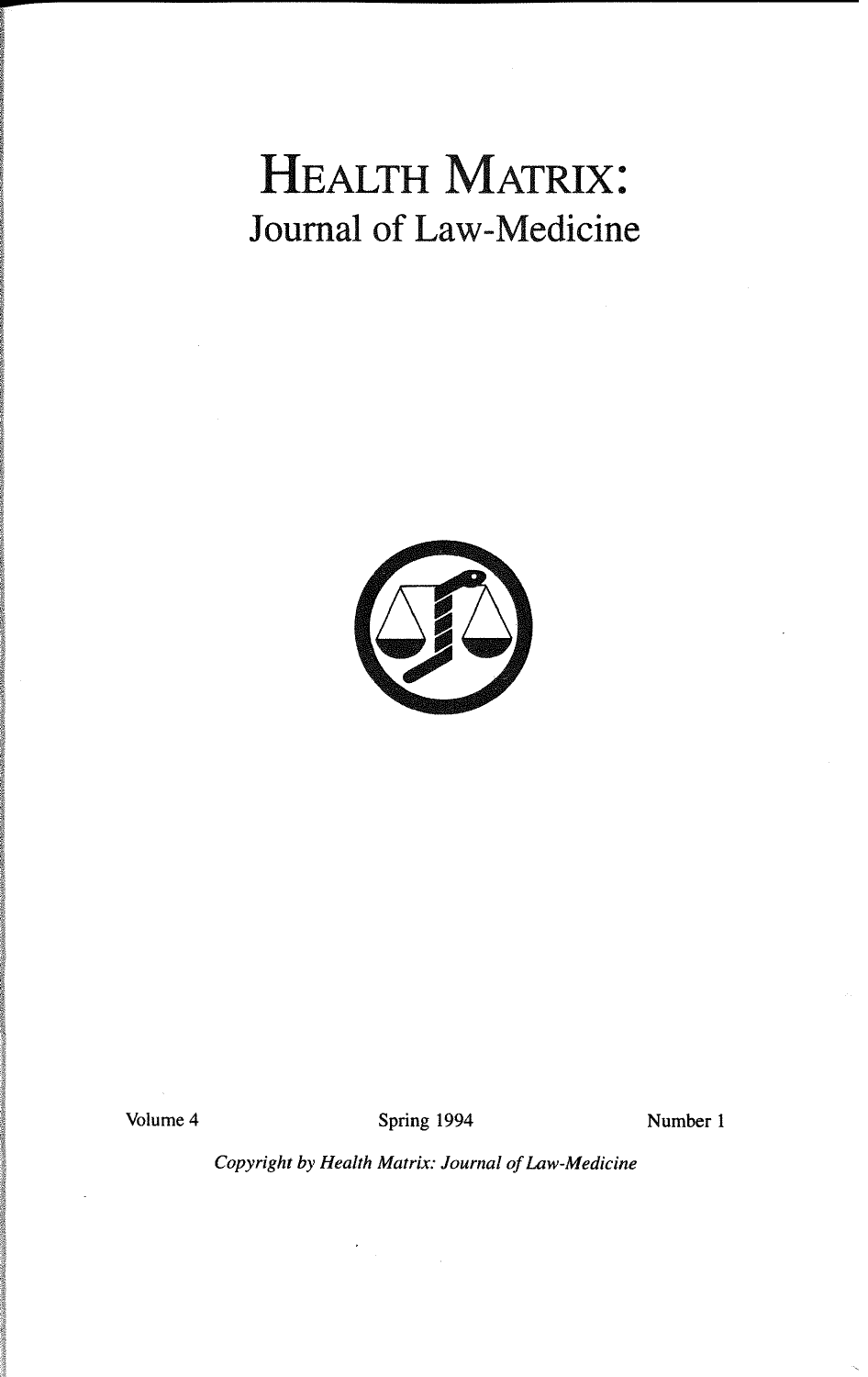# Health Matrix:

## Journal of Law-Medicine

Volume 4 | Spring 1994 | Number 1

*Copyright by Health Matrix: Journal of Law-Medicine*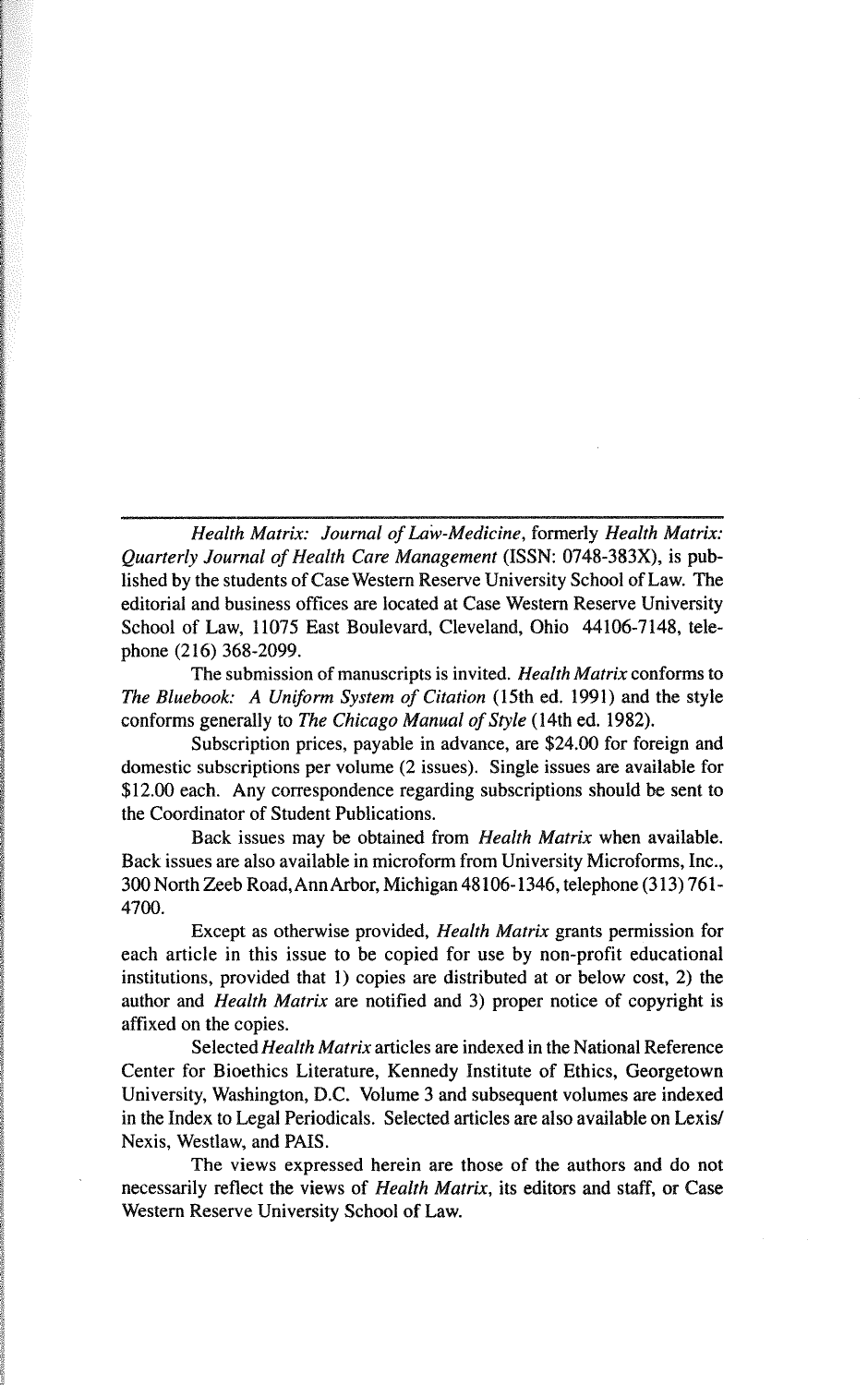*Health Matrix: Journal of Law-Medicine*, formerly *Health Matrix: Quarterly Journal of Health Care Management* (ISSN: 0748-383X), is published by the students of Case Western Reserve University School of Law. The editorial and business offices are located at Case Western Reserve University School of Law, 11075 East Boulevard, Cleveland, Ohio 44106-7148, telephone (216) 368-2099.

The submission of manuscripts is invited. *Health Matrix* conforms to *The Bluebook: A Uniform System of Citation* (15th ed. 1991) and the style conforms generally to *The Chicago Manual of Style* (14th ed. 1982).

Subscription prices, payable in advance, are $24.00 for foreign and domestic subscriptions per volume (2 issues). Single issues are available for $12.00 each. Any correspondence regarding subscriptions should be sent to the Coordinator of Student Publications.

Back issues may be obtained from *Health Matrix* when available. Back issues are also available in microform from University Microforms, Inc., 300 North Zeeb Road, Ann Arbor, Michigan 48106-1346, telephone (313) 761-4700.

Except as otherwise provided, *Health Matrix* grants permission for each article in this issue to be copied for use by non-profit educational institutions, provided that 1) copies are distributed at or below cost, 2) the author and *Health Matrix* are notified and 3) proper notice of copyright is affixed on the copies.

Selected *Health Matrix* articles are indexed in the National Reference Center for Bioethics Literature, Kennedy Institute of Ethics, Georgetown University, Washington, D.C. Volume 3 and subsequent volumes are indexed in the Index to Legal Periodicals. Selected articles are also available on Lexis/Nexis, Westlaw, and PAIS.

The views expressed herein are those of the authors and do not necessarily reflect the views of *Health Matrix*, its editors and staff, or Case Western Reserve University School of Law.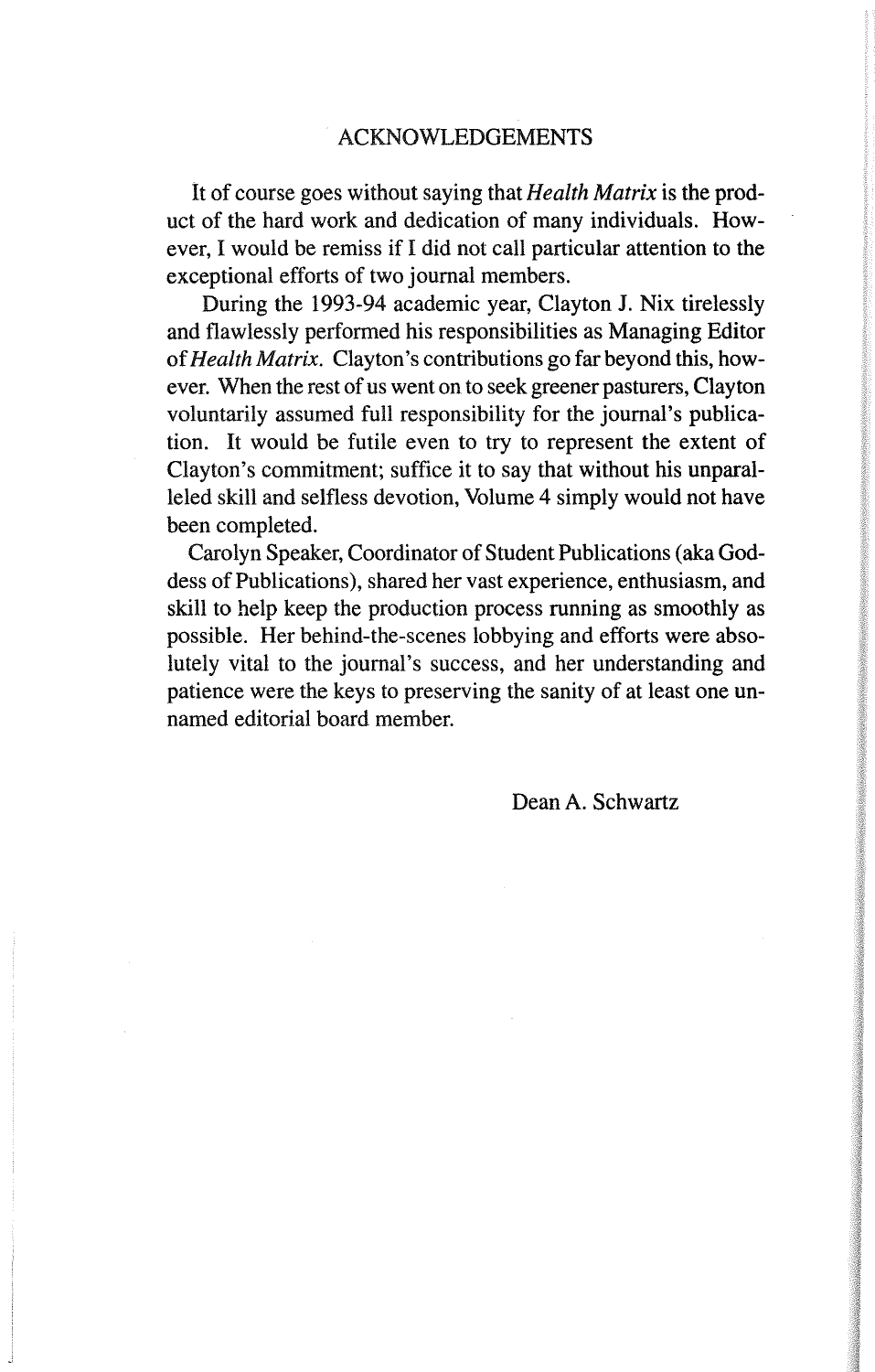# ACKNOWLEDGEMENTS

It of course goes without saying that *Health Matrix* is the product of the hard work and dedication of many individuals. However, I would be remiss if I did not call particular attention to the exceptional efforts of two journal members.

During the 1993-94 academic year, Clayton J. Nix tirelessly and flawlessly performed his responsibilities as Managing Editor of *Health Matrix*. Clayton's contributions go far beyond this, however. When the rest of us went on to seek greener pasturers, Clayton voluntarily assumed full responsibility for the journal's publication. It would be futile even to try to represent the extent of Clayton's commitment; suffice it to say that without his unparalleled skill and selfless devotion, Volume 4 simply would not have been completed.

Carolyn Speaker, Coordinator of Student Publications (aka Goddess of Publications), shared her vast experience, enthusiasm, and skill to help keep the production process running as smoothly as possible. Her behind-the-scenes lobbying and efforts were absolutely vital to the journal's success, and her understanding and patience were the keys to preserving the sanity of at least one unnamed editorial board member.

Dean A. Schwartz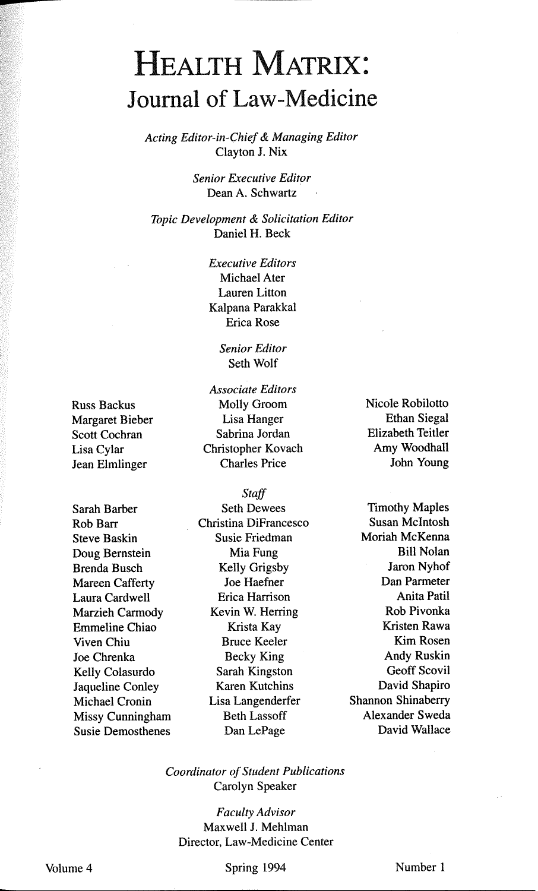# HEALTH MATRIX:
## Journal of Law-Medicine

*Acting Editor-in-Chief & Managing Editor*
Clayton J. Nix

*Senior Executive Editor*
Dean A. Schwartz

*Topic Development & Solicitation Editor*
Daniel H. Beck

*Executive Editors*
Michael Ater
Lauren Litton
Kalpana Parakkal
Erica Rose

*Senior Editor*
Seth Wolf

*Associate Editors*

Russ Backus
Margaret Bieber
Scott Cochran
Lisa Cylar
Jean Elmlinger
Molly Groom
Lisa Hanger
Sabrina Jordan
Christopher Kovach
Charles Price
Nicole Robilotto
Ethan Siegal
Elizabeth Teitler
Amy Woodhall
John Young

*Staff*

Sarah Barber
Rob Barr
Steve Baskin
Doug Bernstein
Brenda Busch
Mareen Cafferty
Laura Cardwell
Marzieh Carmody
Emmeline Chiao
Viven Chiu
Joe Chrenka
Kelly Colasurdo
Jaqueline Conley
Michael Cronin
Missy Cunningham
Susie Demosthenes
Seth Dewees
Christina DiFrancesco
Susie Friedman
Mia Fung
Kelly Grigsby
Joe Haefner
Erica Harrison
Kevin W. Herring
Krista Kay
Bruce Keeler
Becky King
Sarah Kingston
Karen Kutchins
Lisa Langenderfer
Beth Lassoff
Dan LePage
Timothy Maples
Susan McIntosh
Moriah McKenna
Bill Nolan
Jaron Nyhof
Dan Parmeter
Anita Patil
Rob Pivonka
Kristen Rawa
Kim Rosen
Andy Ruskin
Geoff Scovil
David Shapiro
Shannon Shinaberry
Alexander Sweda
David Wallace

*Coordinator of Student Publications*
Carolyn Speaker

*Faculty Advisor*
Maxwell J. Mehlman
Director, Law-Medicine Center

Volume 4 — Spring 1994 — Number 1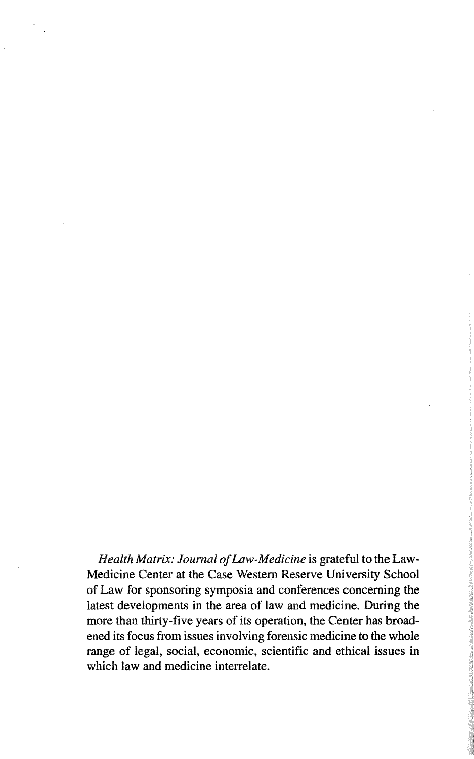*Health Matrix: Journal of Law-Medicine* is grateful to the Law-Medicine Center at the Case Western Reserve University School of Law for sponsoring symposia and conferences concerning the latest developments in the area of law and medicine. During the more than thirty-five years of its operation, the Center has broadened its focus from issues involving forensic medicine to the whole range of legal, social, economic, scientific and ethical issues in which law and medicine interrelate.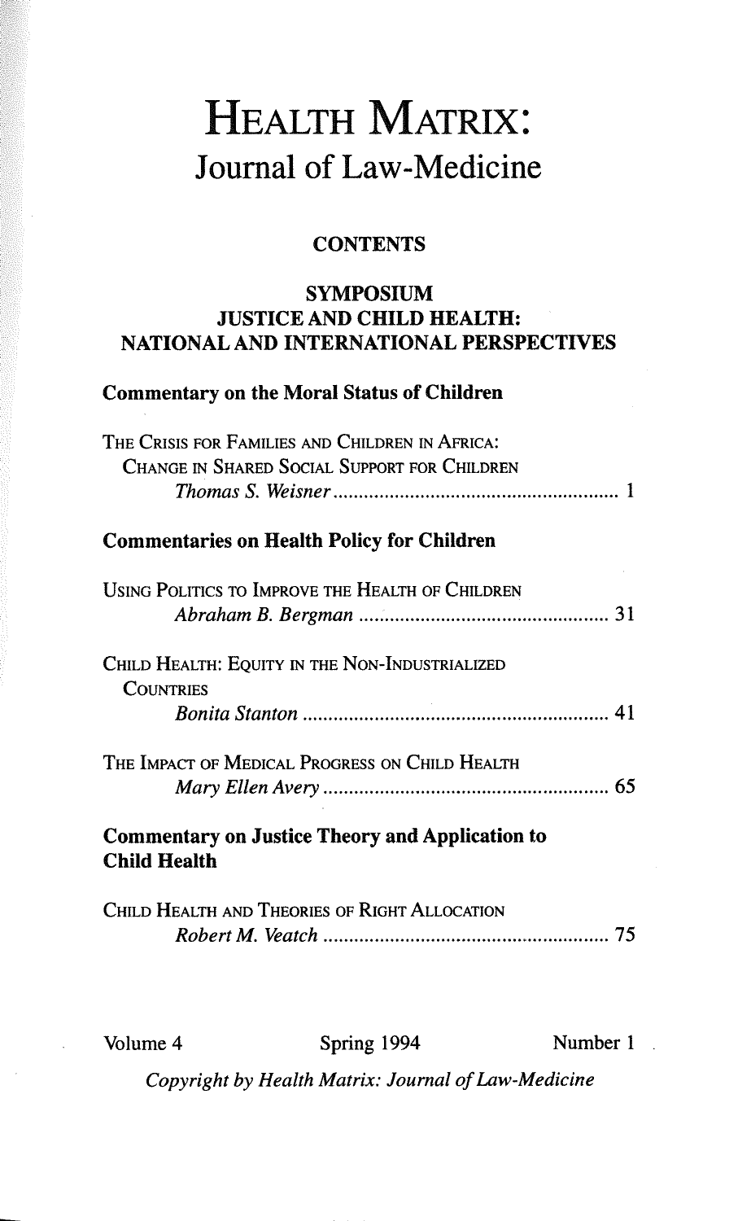# HEALTH MATRIX:
## Journal of Law-Medicine

### CONTENTS

### SYMPOSIUM
### JUSTICE AND CHILD HEALTH: NATIONAL AND INTERNATIONAL PERSPECTIVES

**Commentary on the Moral Status of Children**

THE CRISIS FOR FAMILIES AND CHILDREN IN AFRICA: CHANGE IN SHARED SOCIAL SUPPORT FOR CHILDREN
*Thomas S. Weisner* ........................................................ 1

**Commentaries on Health Policy for Children**

USING POLITICS TO IMPROVE THE HEALTH OF CHILDREN
*Abraham B. Bergman* ................................................ 31

CHILD HEALTH: EQUITY IN THE NON-INDUSTRIALIZED COUNTRIES
*Bonita Stanton* ........................................................... 41

THE IMPACT OF MEDICAL PROGRESS ON CHILD HEALTH
*Mary Ellen Avery* ....................................................... 65

**Commentary on Justice Theory and Application to Child Health**

CHILD HEALTH AND THEORIES OF RIGHT ALLOCATION
*Robert M. Veatch* ....................................................... 75

Volume 4 Spring 1994 Number 1

*Copyright by Health Matrix: Journal of Law-Medicine*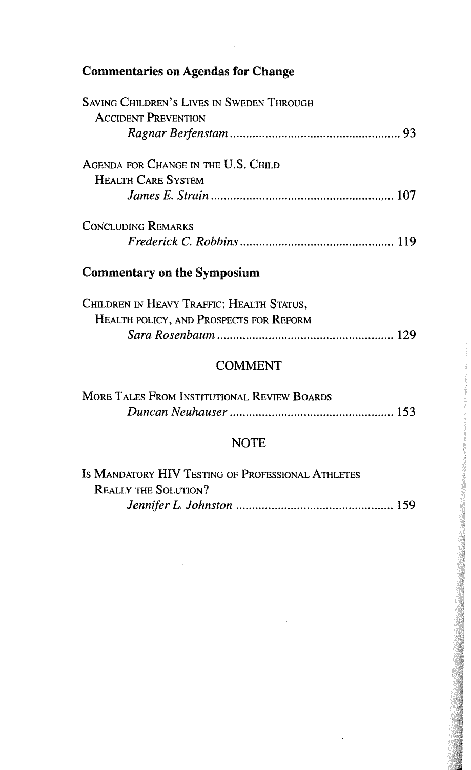## Commentaries on Agendas for Change

Saving Children's Lives in Sweden Through Accident Prevention
*Ragnar Berfenstam* ..................................................... 93

Agenda for Change in the U.S. Child Health Care System
*James E. Strain* ......................................................... 107

Concluding Remarks
*Frederick C. Robbins* ................................................ 119

## Commentary on the Symposium

Children in Heavy Traffic: Health Status, Health policy, and Prospects for Reform
*Sara Rosenbaum* ....................................................... 129

## COMMENT

More Tales From Institutional Review Boards
*Duncan Neuhauser* .................................................... 153

## NOTE

Is Mandatory HIV Testing of Professional Athletes Really the Solution?
*Jennifer L. Johnston* .................................................. 159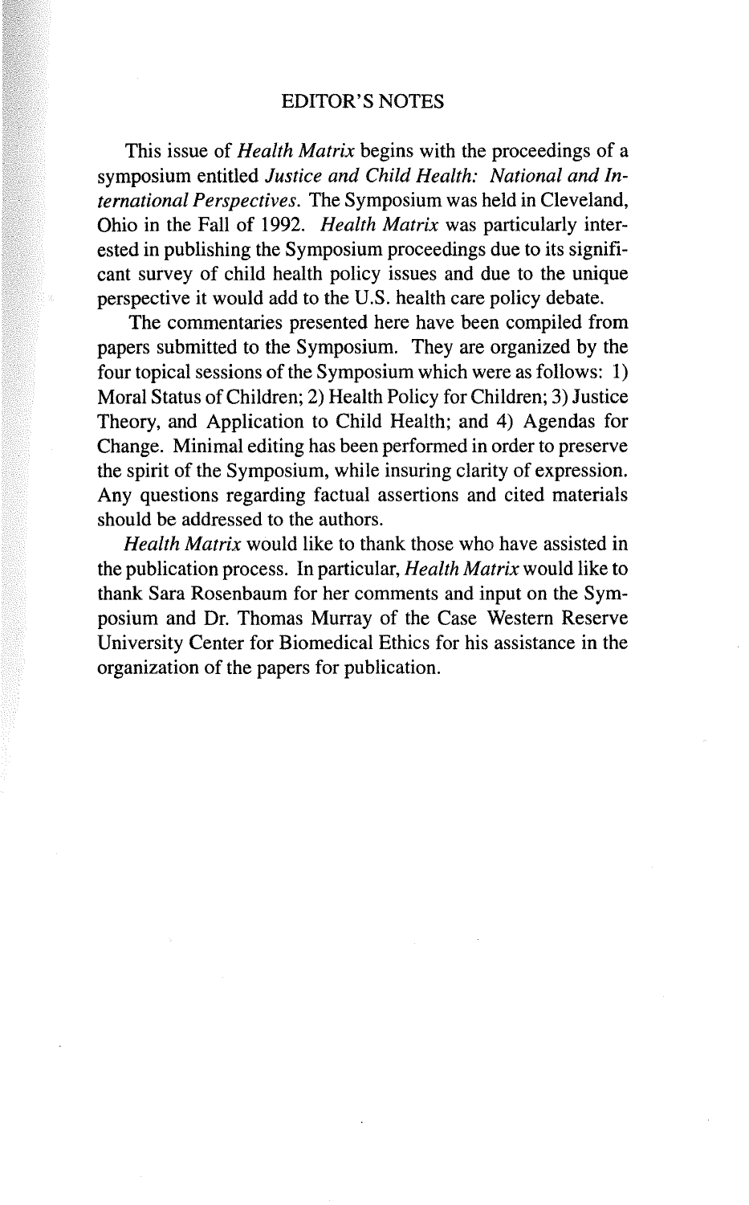# EDITOR'S NOTES

This issue of *Health Matrix* begins with the proceedings of a symposium entitled *Justice and Child Health: National and International Perspectives*. The Symposium was held in Cleveland, Ohio in the Fall of 1992. *Health Matrix* was particularly interested in publishing the Symposium proceedings due to its significant survey of child health policy issues and due to the unique perspective it would add to the U.S. health care policy debate.

The commentaries presented here have been compiled from papers submitted to the Symposium. They are organized by the four topical sessions of the Symposium which were as follows: 1) Moral Status of Children; 2) Health Policy for Children; 3) Justice Theory, and Application to Child Health; and 4) Agendas for Change. Minimal editing has been performed in order to preserve the spirit of the Symposium, while insuring clarity of expression. Any questions regarding factual assertions and cited materials should be addressed to the authors.

*Health Matrix* would like to thank those who have assisted in the publication process. In particular, *Health Matrix* would like to thank Sara Rosenbaum for her comments and input on the Symposium and Dr. Thomas Murray of the Case Western Reserve University Center for Biomedical Ethics for his assistance in the organization of the papers for publication.